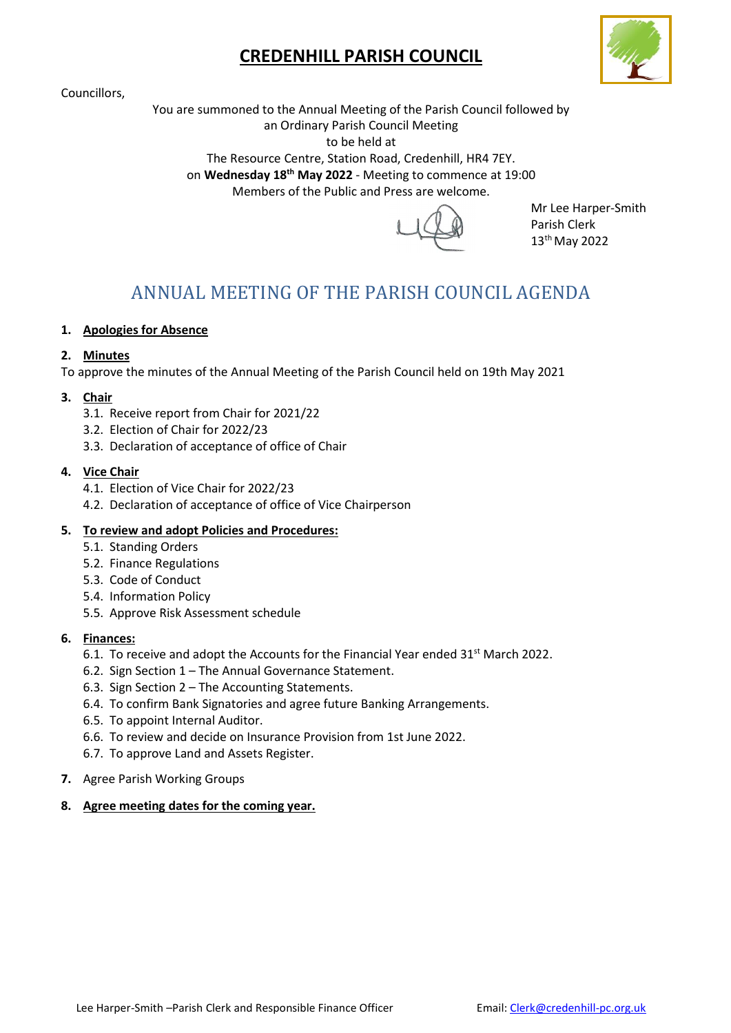# CREDENHILL PARISH COUNCIL

Councillors,

You are summoned to the Annual Meeting of the Parish Council followed by
an Ordinary Parish Council Meeting
to be held at
The Resource Centre, Station Road, Credenhill, HR4 7EY.
on **Wednesday 18th May 2022** - Meeting to commence at 19:00
Members of the Public and Press are welcome.

Mr Lee Harper-Smith
Parish Clerk
13th May 2022

## ANNUAL MEETING OF THE PARISH COUNCIL AGENDA

1. **Apologies for Absence**

2. **Minutes**

To approve the minutes of the Annual Meeting of the Parish Council held on 19th May 2021

3. **Chair**
   - 3.1. Receive report from Chair for 2021/22
   - 3.2. Election of Chair for 2022/23
   - 3.3. Declaration of acceptance of office of Chair

4. **Vice Chair**
   - 4.1. Election of Vice Chair for 2022/23
   - 4.2. Declaration of acceptance of office of Vice Chairperson

5. **To review and adopt Policies and Procedures:**
   - 5.1. Standing Orders
   - 5.2. Finance Regulations
   - 5.3. Code of Conduct
   - 5.4. Information Policy
   - 5.5. Approve Risk Assessment schedule

6. **Finances:**
   - 6.1. To receive and adopt the Accounts for the Financial Year ended 31st March 2022.
   - 6.2. Sign Section 1 – The Annual Governance Statement.
   - 6.3. Sign Section 2 – The Accounting Statements.
   - 6.4. To confirm Bank Signatories and agree future Banking Arrangements.
   - 6.5. To appoint Internal Auditor.
   - 6.6. To review and decide on Insurance Provision from 1st June 2022.
   - 6.7. To approve Land and Assets Register.

7. Agree Parish Working Groups

8. **Agree meeting dates for the coming year.**

Lee Harper-Smith –Parish Clerk and Responsible Finance Officer    Email: Clerk@credenhill-pc.org.uk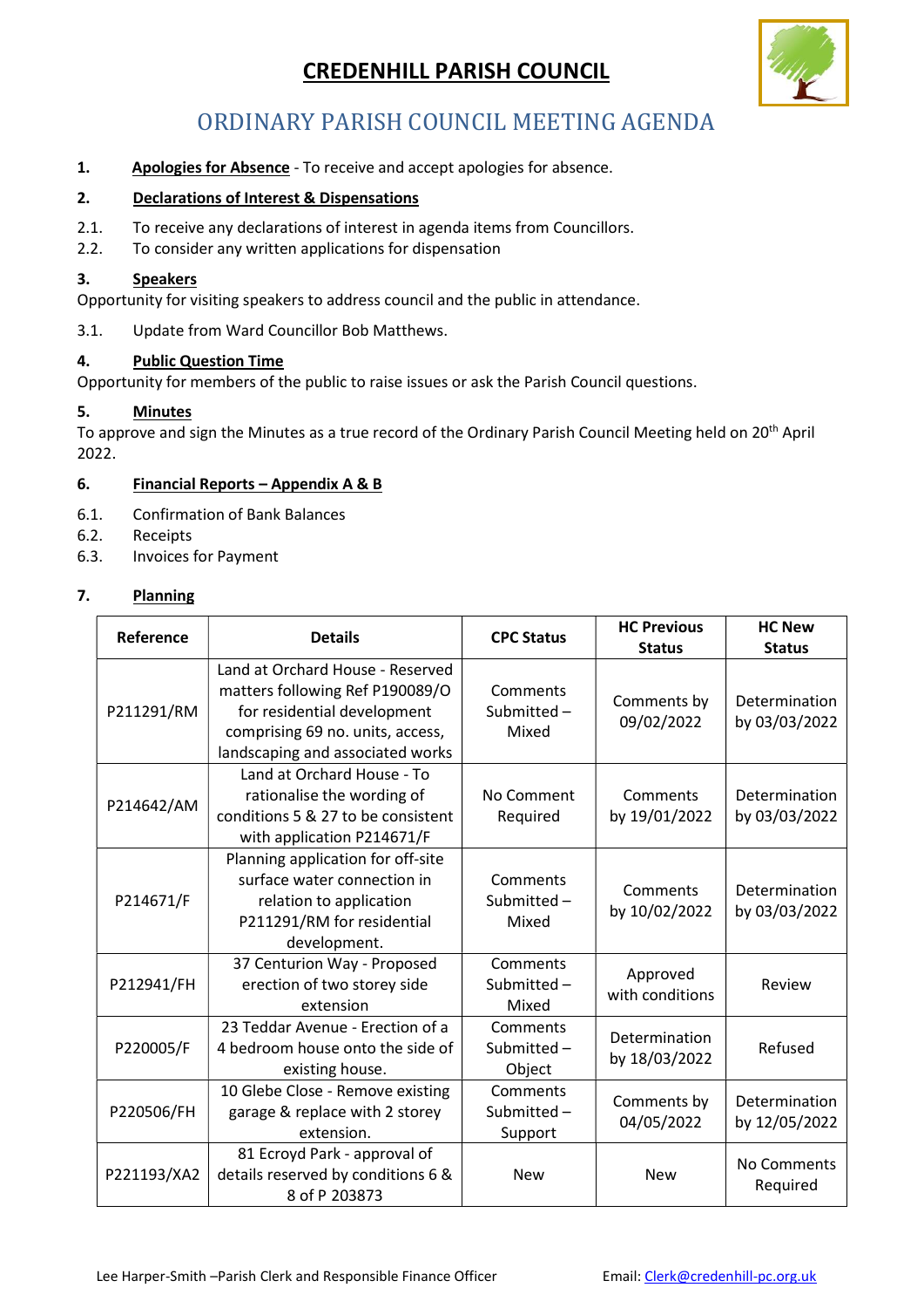# CREDENHILL PARISH COUNCIL

## ORDINARY PARISH COUNCIL MEETING AGENDA

**1. Apologies for Absence** - To receive and accept apologies for absence.

**2. Declarations of Interest & Dispensations**

2.1. To receive any declarations of interest in agenda items from Councillors.
2.2. To consider any written applications for dispensation

**3. Speakers**

Opportunity for visiting speakers to address council and the public in attendance.

3.1. Update from Ward Councillor Bob Matthews.

**4. Public Question Time**

Opportunity for members of the public to raise issues or ask the Parish Council questions.

**5. Minutes**

To approve and sign the Minutes as a true record of the Ordinary Parish Council Meeting held on 20th April 2022.

**6. Financial Reports – Appendix A & B**

6.1. Confirmation of Bank Balances
6.2. Receipts
6.3. Invoices for Payment

**7. Planning**

| Reference | Details | CPC Status | HC Previous Status | HC New Status |
|---|---|---|---|---|
| P211291/RM | Land at Orchard House - Reserved matters following Ref P190089/O for residential development comprising 69 no. units, access, landscaping and associated works | Comments Submitted – Mixed | Comments by 09/02/2022 | Determination by 03/03/2022 |
| P214642/AM | Land at Orchard House - To rationalise the wording of conditions 5 & 27 to be consistent with application P214671/F | No Comment Required | Comments by 19/01/2022 | Determination by 03/03/2022 |
| P214671/F | Planning application for off-site surface water connection in relation to application P211291/RM for residential development. | Comments Submitted – Mixed | Comments by 10/02/2022 | Determination by 03/03/2022 |
| P212941/FH | 37 Centurion Way - Proposed erection of two storey side extension | Comments Submitted – Mixed | Approved with conditions | Review |
| P220005/F | 23 Teddar Avenue - Erection of a 4 bedroom house onto the side of existing house. | Comments Submitted – Object | Determination by 18/03/2022 | Refused |
| P220506/FH | 10 Glebe Close - Remove existing garage & replace with 2 storey extension. | Comments Submitted – Support | Comments by 04/05/2022 | Determination by 12/05/2022 |
| P221193/XA2 | 81 Ecroyd Park - approval of details reserved by conditions 6 & 8 of P 203873 | New | New | No Comments Required |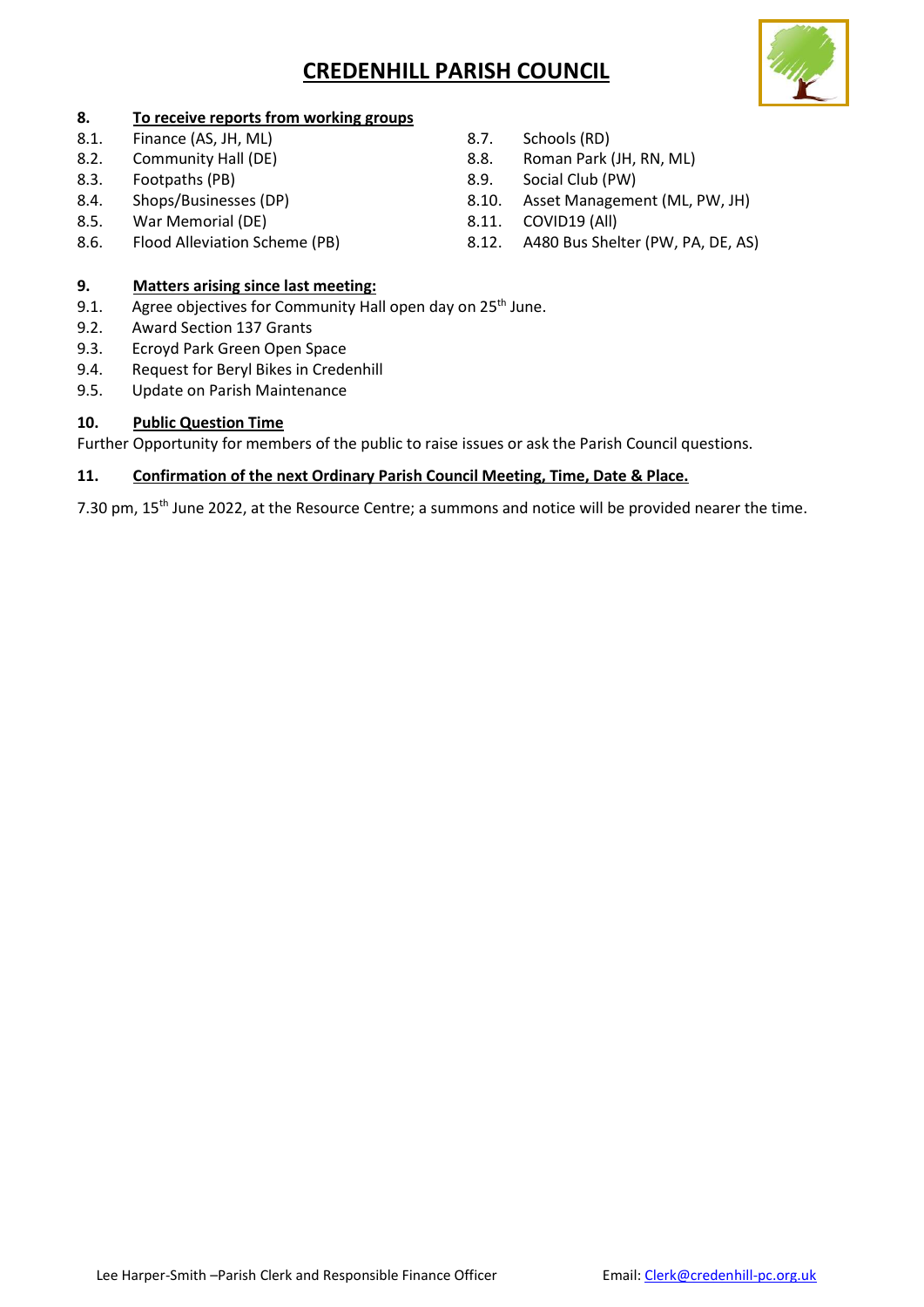# CREDENHILL PARISH COUNCIL

**8. To receive reports from working groups**

8.1. Finance (AS, JH, ML)
8.2. Community Hall (DE)
8.3. Footpaths (PB)
8.4. Shops/Businesses (DP)
8.5. War Memorial (DE)
8.6. Flood Alleviation Scheme (PB)
8.7. Schools (RD)
8.8. Roman Park (JH, RN, ML)
8.9. Social Club (PW)
8.10. Asset Management (ML, PW, JH)
8.11. COVID19 (All)
8.12. A480 Bus Shelter (PW, PA, DE, AS)

**9. Matters arising since last meeting:**

9.1. Agree objectives for Community Hall open day on 25th June.
9.2. Award Section 137 Grants
9.3. Ecroyd Park Green Open Space
9.4. Request for Beryl Bikes in Credenhill
9.5. Update on Parish Maintenance

**10. Public Question Time**

Further Opportunity for members of the public to raise issues or ask the Parish Council questions.

**11. Confirmation of the next Ordinary Parish Council Meeting, Time, Date & Place.**

7.30 pm, 15th June 2022, at the Resource Centre; a summons and notice will be provided nearer the time.

Lee Harper-Smith –Parish Clerk and Responsible Finance Officer Email: Clerk@credenhill-pc.org.uk